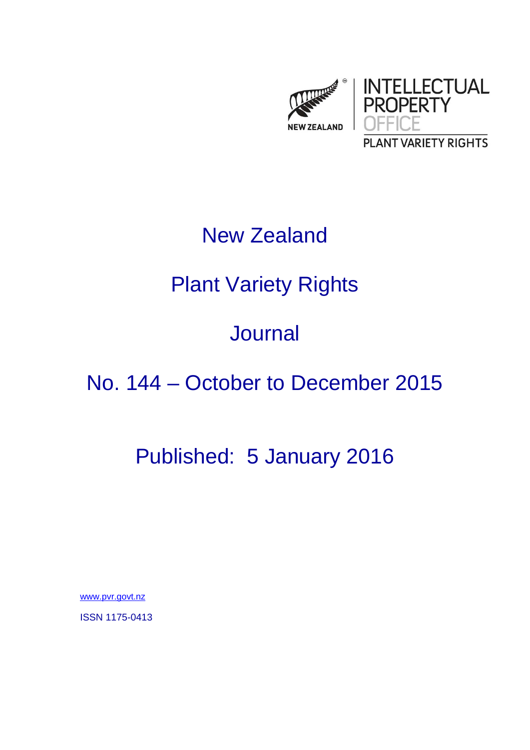NEW ZEALAND

INTELLECTUAL PROPERTY OFFICE

PLANT VARIETY RIGHTS

# New Zealand

# Plant Variety Rights

# Journal

# No. 144 – October to December 2015

## Published: 5 January 2016

www.pvr.govt.nz

ISSN 1175-0413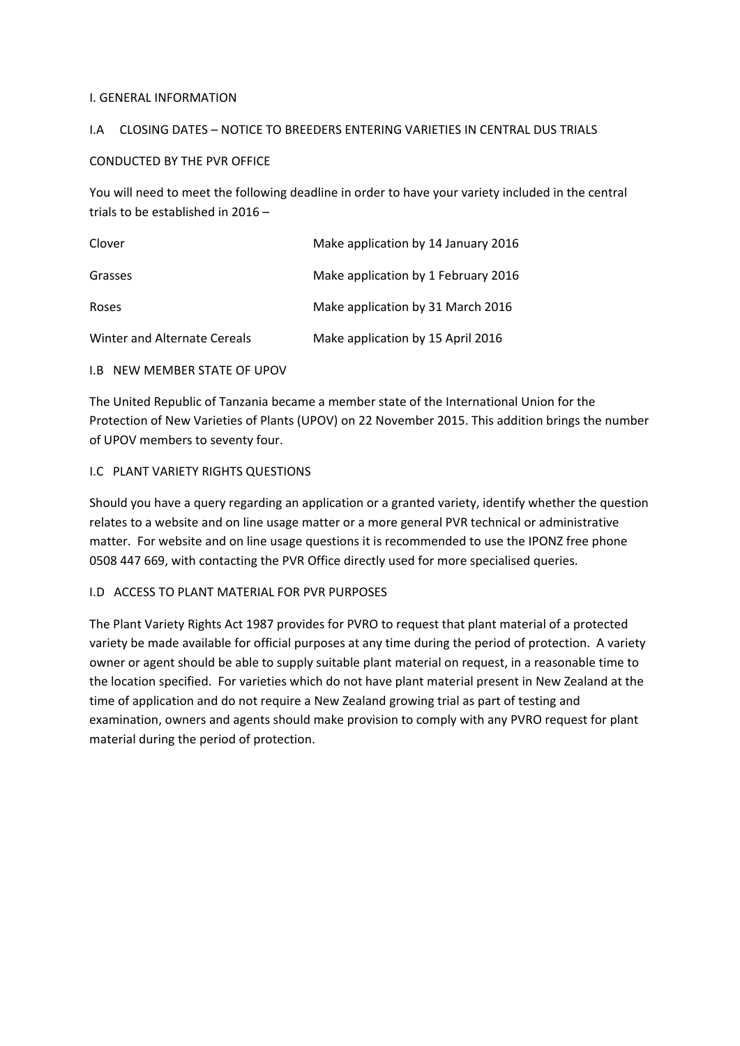## I. GENERAL INFORMATION

### I.A CLOSING DATES – NOTICE TO BREEDERS ENTERING VARIETIES IN CENTRAL DUS TRIALS CONDUCTED BY THE PVR OFFICE

You will need to meet the following deadline in order to have your variety included in the central trials to be established in 2016 –

| | |
|---|---|
| Clover | Make application by 14 January 2016 |
| Grasses | Make application by 1 February 2016 |
| Roses | Make application by 31 March 2016 |
| Winter and Alternate Cereals | Make application by 15 April 2016 |

### I.B NEW MEMBER STATE OF UPOV

The United Republic of Tanzania became a member state of the International Union for the Protection of New Varieties of Plants (UPOV) on 22 November 2015. This addition brings the number of UPOV members to seventy four.

### I.C PLANT VARIETY RIGHTS QUESTIONS

Should you have a query regarding an application or a granted variety, identify whether the question relates to a website and on line usage matter or a more general PVR technical or administrative matter. For website and on line usage questions it is recommended to use the IPONZ free phone 0508 447 669, with contacting the PVR Office directly used for more specialised queries.

### I.D ACCESS TO PLANT MATERIAL FOR PVR PURPOSES

The Plant Variety Rights Act 1987 provides for PVRO to request that plant material of a protected variety be made available for official purposes at any time during the period of protection. A variety owner or agent should be able to supply suitable plant material on request, in a reasonable time to the location specified. For varieties which do not have plant material present in New Zealand at the time of application and do not require a New Zealand growing trial as part of testing and examination, owners and agents should make provision to comply with any PVRO request for plant material during the period of protection.